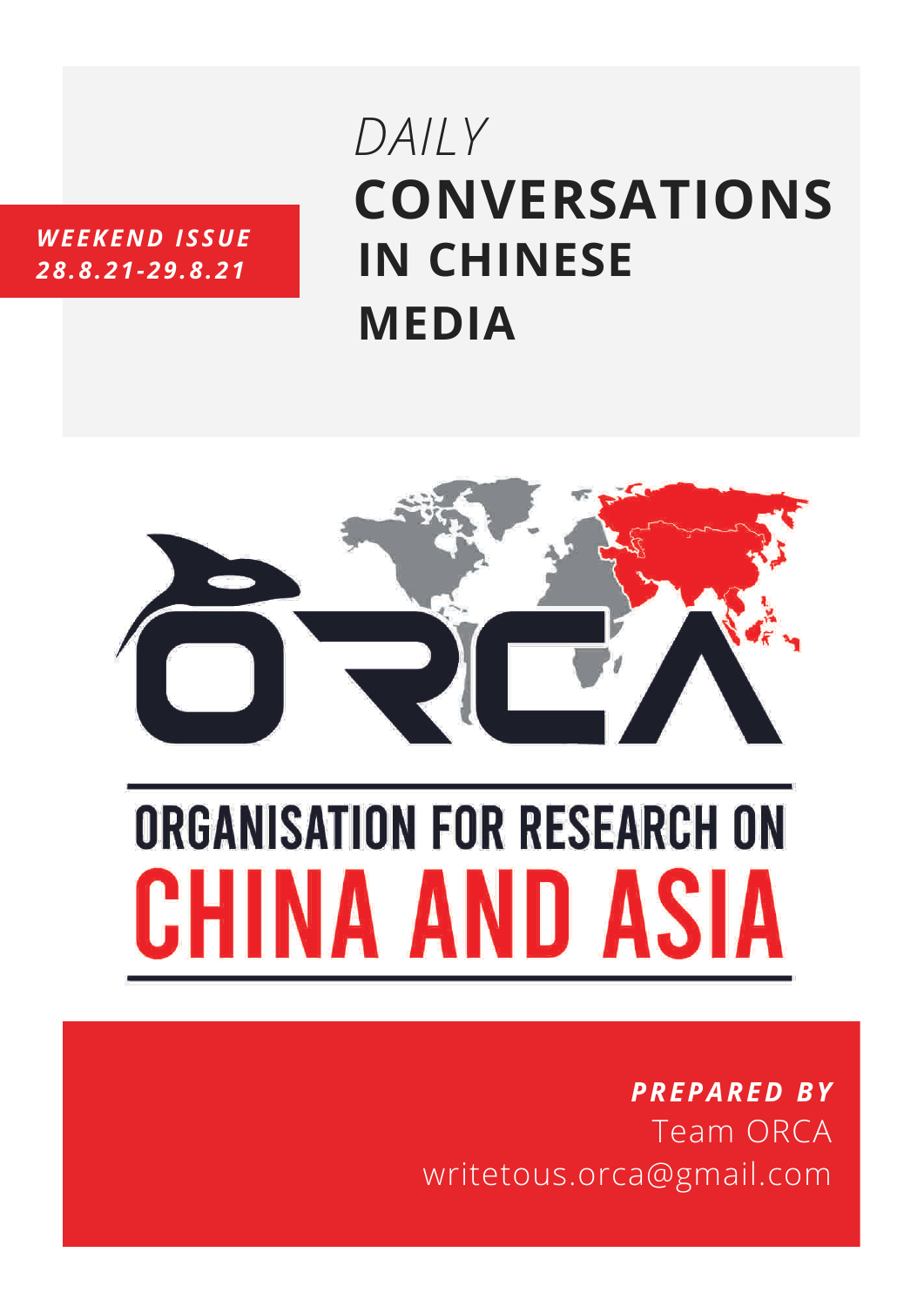*WEEKEND ISSUE*
*28.8.21-29.8.21*

# *DAILY* CONVERSATIONS IN CHINESE MEDIA

ORCA

## ORGANISATION FOR RESEARCH ON CHINA AND ASIA

***PREPARED BY***
Team ORCA
writetous.orca@gmail.com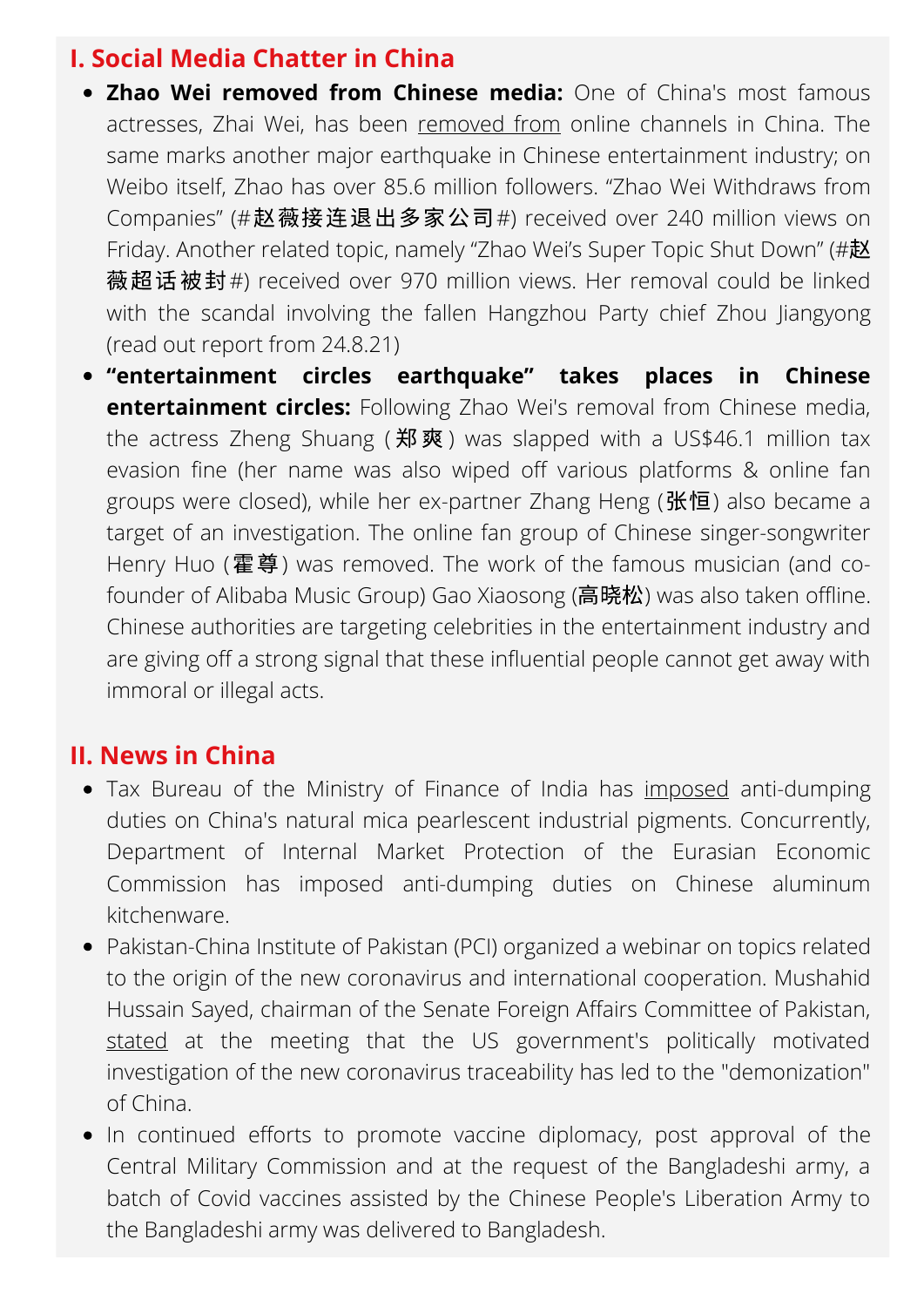## I. Social Media Chatter in China

- **Zhao Wei removed from Chinese media:** One of China's most famous actresses, Zhai Wei, has been removed from online channels in China. The same marks another major earthquake in Chinese entertainment industry; on Weibo itself, Zhao has over 85.6 million followers. “Zhao Wei Withdraws from Companies” (#赵薇接连退出多家公司#) received over 240 million views on Friday. Another related topic, namely “Zhao Wei’s Super Topic Shut Down” (#赵薇超话被封#) received over 970 million views. Her removal could be linked with the scandal involving the fallen Hangzhou Party chief Zhou Jiangyong (read out report from 24.8.21)
- **“entertainment circles earthquake” takes places in Chinese entertainment circles:** Following Zhao Wei's removal from Chinese media, the actress Zheng Shuang (郑爽) was slapped with a US$46.1 million tax evasion fine (her name was also wiped off various platforms & online fan groups were closed), while her ex-partner Zhang Heng (张恒) also became a target of an investigation. The online fan group of Chinese singer-songwriter Henry Huo (霍尊) was removed. The work of the famous musician (and co-founder of Alibaba Music Group) Gao Xiaosong (高晓松) was also taken offline. Chinese authorities are targeting celebrities in the entertainment industry and are giving off a strong signal that these influential people cannot get away with immoral or illegal acts.

## II. News in China

- Tax Bureau of the Ministry of Finance of India has imposed anti-dumping duties on China's natural mica pearlescent industrial pigments. Concurrently, Department of Internal Market Protection of the Eurasian Economic Commission has imposed anti-dumping duties on Chinese aluminum kitchenware.
- Pakistan-China Institute of Pakistan (PCI) organized a webinar on topics related to the origin of the new coronavirus and international cooperation. Mushahid Hussain Sayed, chairman of the Senate Foreign Affairs Committee of Pakistan, stated at the meeting that the US government's politically motivated investigation of the new coronavirus traceability has led to the "demonization" of China.
- In continued efforts to promote vaccine diplomacy, post approval of the Central Military Commission and at the request of the Bangladeshi army, a batch of Covid vaccines assisted by the Chinese People's Liberation Army to the Bangladeshi army was delivered to Bangladesh.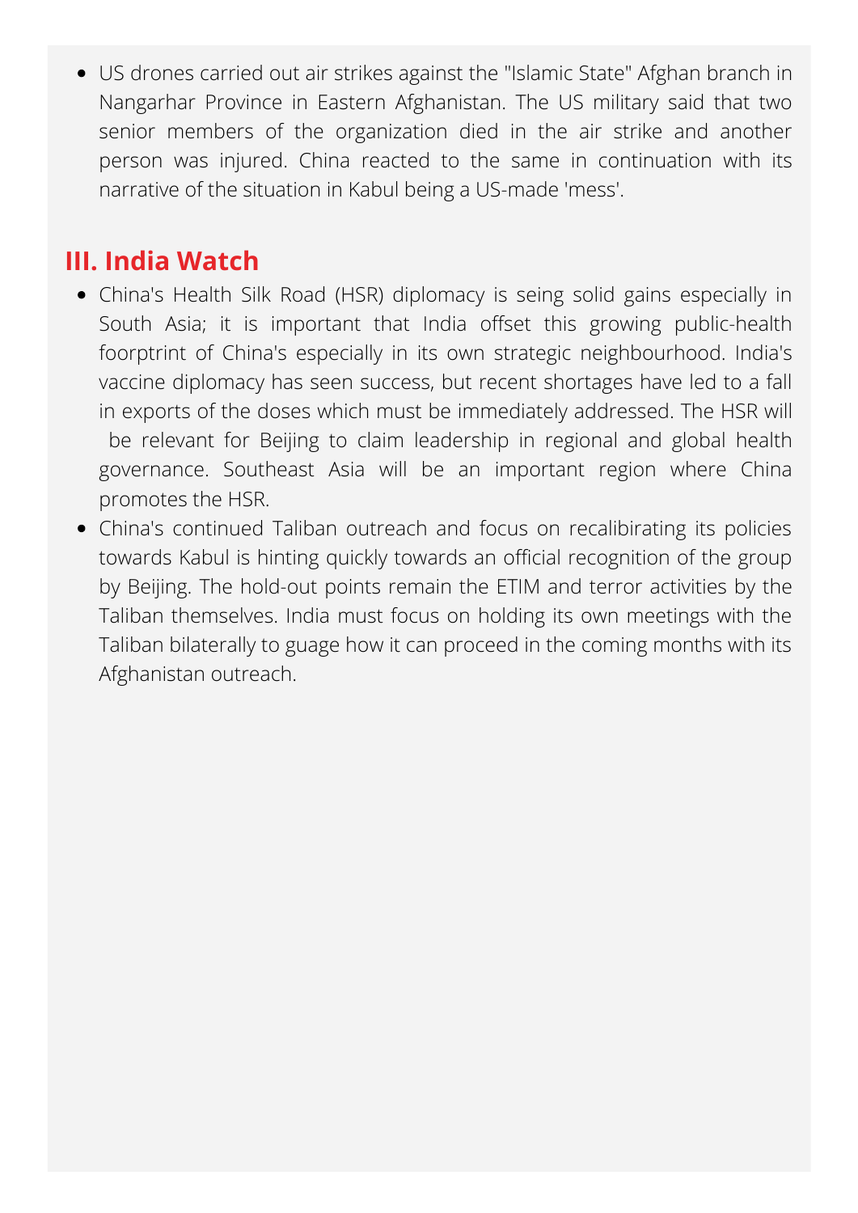- US drones carried out air strikes against the "Islamic State" Afghan branch in Nangarhar Province in Eastern Afghanistan. The US military said that two senior members of the organization died in the air strike and another person was injured. China reacted to the same in continuation with its narrative of the situation in Kabul being a US-made 'mess'.

## III. India Watch

- China's Health Silk Road (HSR) diplomacy is seing solid gains especially in South Asia; it is important that India offset this growing public-health foorptrint of China's especially in its own strategic neighbourhood. India's vaccine diplomacy has seen success, but recent shortages have led to a fall in exports of the doses which must be immediately addressed. The HSR will be relevant for Beijing to claim leadership in regional and global health governance. Southeast Asia will be an important region where China promotes the HSR.
- China's continued Taliban outreach and focus on recalibirating its policies towards Kabul is hinting quickly towards an official recognition of the group by Beijing. The hold-out points remain the ETIM and terror activities by the Taliban themselves. India must focus on holding its own meetings with the Taliban bilaterally to guage how it can proceed in the coming months with its Afghanistan outreach.